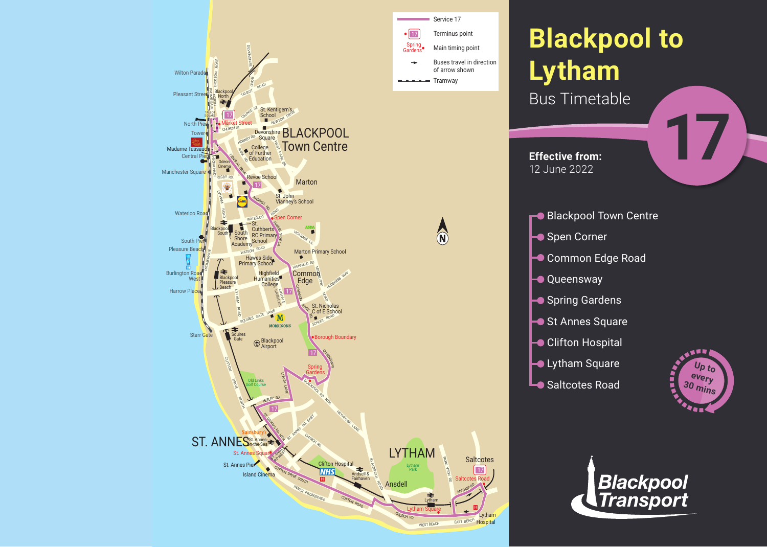# Blackpool to Lytham

## Bus Timetable

# 17

**Effective from:**
12 June 2022

- Blackpool Town Centre
- Spen Corner
- Common Edge Road
- Queensway
- Spring Gardens
- St Annes Square
- Clifton Hospital
- Lytham Square
- Saltcotes Road

Up to every 30 mins

Blackpool Transport

Service 17
Terminus point
Main timing point
Buses travel in direction of arrow shown
Tramway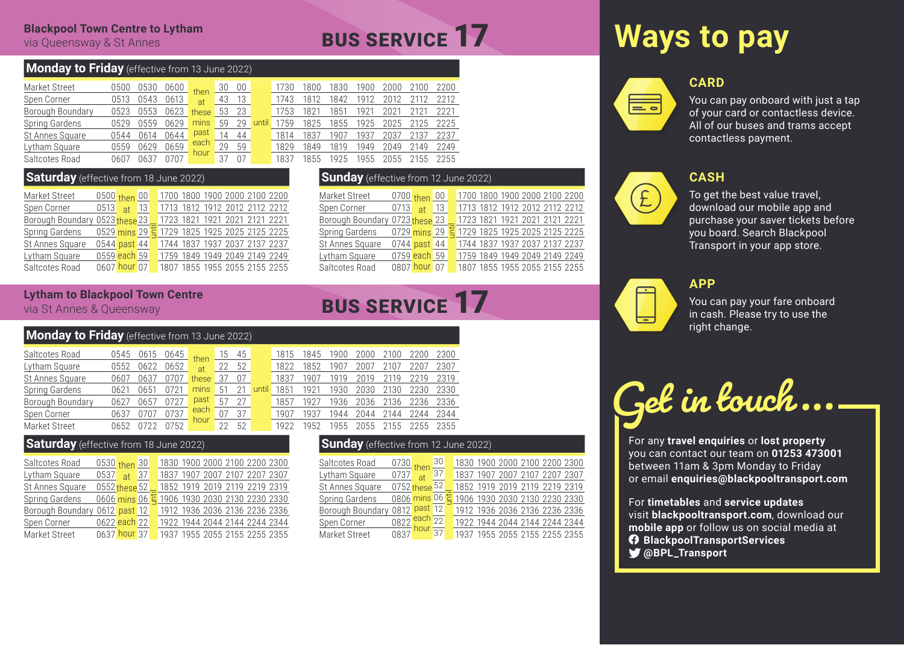**Blackpool Town Centre to Lytham**
via Queensway & St Annes

# BUS SERVICE 17

## Monday to Friday (effective from 13 June 2022)

| | | | | | | | | | | | | | | |
|---|---|---|---|---|---|---|---|---|---|---|---|---|---|---|
| Market Street | 0500 | 0530 | 0600 | then at these mins past each hour | 30 | 00 | until | 1730 | 1800 | 1830 | 1900 | 2000 | 2100 | 2200 |
| Spen Corner | 0513 | 0543 | 0613 | | 43 | 13 | | 1743 | 1812 | 1842 | 1912 | 2012 | 2112 | 2212 |
| Borough Boundary | 0523 | 0553 | 0623 | | 53 | 23 | | 1753 | 1821 | 1851 | 1921 | 2021 | 2121 | 2221 |
| Spring Gardens | 0529 | 0559 | 0629 | | 59 | 29 | | 1759 | 1825 | 1855 | 1925 | 2025 | 2125 | 2225 |
| St Annes Square | 0544 | 0614 | 0644 | | 14 | 44 | | 1814 | 1837 | 1907 | 1937 | 2037 | 2137 | 2237 |
| Lytham Square | 0559 | 0629 | 0659 | | 29 | 59 | | 1829 | 1849 | 1819 | 1949 | 2049 | 2149 | 2249 |
| Saltcotes Road | 0607 | 0637 | 0707 | | 37 | 07 | | 1837 | 1855 | 1925 | 1955 | 2055 | 2155 | 2255 |

## Saturday (effective from 18 June 2022)

| | | | | | | | | | | |
|---|---|---|---|---|---|---|---|---|---|---|
| Market Street | 0500 | then at these mins past each hour | 00 | until | 1700 | 1800 | 1900 | 2000 | 2100 | 2200 |
| Spen Corner | 0513 | | 13 | | 1713 | 1812 | 1912 | 2012 | 2112 | 2212 |
| Borough Boundary | 0523 | | 23 | | 1723 | 1821 | 1921 | 2021 | 2121 | 2221 |
| Spring Gardens | 0529 | | 29 | | 1729 | 1825 | 1925 | 2025 | 2125 | 2225 |
| St Annes Square | 0544 | | 44 | | 1744 | 1837 | 1937 | 2037 | 2137 | 2237 |
| Lytham Square | 0559 | | 59 | | 1759 | 1849 | 1949 | 2049 | 2149 | 2249 |
| Saltcotes Road | 0607 | | 07 | | 1807 | 1855 | 1955 | 2055 | 2155 | 2255 |

## Sunday (effective from 12 June 2022)

| | | | | | | | | | | |
|---|---|---|---|---|---|---|---|---|---|---|
| Market Street | 0700 | then at these mins past each hour | 00 | until | 1700 | 1800 | 1900 | 2000 | 2100 | 2200 |
| Spen Corner | 0713 | | 13 | | 1713 | 1812 | 1912 | 2012 | 2112 | 2212 |
| Borough Boundary | 0723 | | 23 | | 1723 | 1821 | 1921 | 2021 | 2121 | 2221 |
| Spring Gardens | 0729 | | 29 | | 1729 | 1825 | 1925 | 2025 | 2125 | 2225 |
| St Annes Square | 0744 | | 44 | | 1744 | 1837 | 1937 | 2037 | 2137 | 2237 |
| Lytham Square | 0759 | | 59 | | 1759 | 1849 | 1949 | 2049 | 2149 | 2249 |
| Saltcotes Road | 0807 | | 07 | | 1807 | 1855 | 1955 | 2055 | 2155 | 2255 |

**Lytham to Blackpool Town Centre**
via St Annes & Queensway

# BUS SERVICE 17

## Monday to Friday (effective from 13 June 2022)

| | | | | | | | | | | | | | | |
|---|---|---|---|---|---|---|---|---|---|---|---|---|---|---|
| Saltcotes Road | 0545 | 0615 | 0645 | then at these mins past each hour | 15 | 45 | until | 1815 | 1845 | 1900 | 2000 | 2100 | 2200 | 2300 |
| Lytham Square | 0552 | 0622 | 0652 | | 22 | 52 | | 1822 | 1852 | 1907 | 2007 | 2107 | 2207 | 2307 |
| St Annes Square | 0607 | 0637 | 0707 | | 37 | 07 | | 1837 | 1907 | 1919 | 2019 | 2119 | 2219 | 2319 |
| Spring Gardens | 0621 | 0651 | 0721 | | 51 | 21 | | 1851 | 1921 | 1930 | 2030 | 2130 | 2230 | 2330 |
| Borough Boundary | 0627 | 0657 | 0727 | | 57 | 27 | | 1857 | 1927 | 1936 | 2036 | 2136 | 2236 | 2336 |
| Spen Corner | 0637 | 0707 | 0737 | | 07 | 37 | | 1907 | 1937 | 1944 | 2044 | 2144 | 2244 | 2344 |
| Market Street | 0652 | 0722 | 0752 | | 22 | 52 | | 1922 | 1952 | 1955 | 2055 | 2155 | 2255 | 2355 |

## Saturday (effective from 18 June 2022)

| | | | | | | | | | | |
|---|---|---|---|---|---|---|---|---|---|---|
| Saltcotes Road | 0530 | then at these mins past each hour | 30 | until | 1830 | 1900 | 2000 | 2100 | 2200 | 2300 |
| Lytham Square | 0537 | | 37 | | 1837 | 1907 | 2007 | 2107 | 2207 | 2307 |
| St Annes Square | 0552 | | 52 | | 1852 | 1919 | 2019 | 2119 | 2219 | 2319 |
| Spring Gardens | 0606 | | 06 | | 1906 | 1930 | 2030 | 2130 | 2230 | 2330 |
| Borough Boundary | 0612 | | 12 | | 1912 | 1936 | 2036 | 2136 | 2236 | 2336 |
| Spen Corner | 0622 | | 22 | | 1922 | 1944 | 2044 | 2144 | 2244 | 2344 |
| Market Street | 0637 | | 37 | | 1937 | 1955 | 2055 | 2155 | 2255 | 2355 |

## Sunday (effective from 12 June 2022)

| | | | | | | | | | | |
|---|---|---|---|---|---|---|---|---|---|---|
| Saltcotes Road | 0730 | then at these mins past each hour | 30 | until | 1830 | 1900 | 2000 | 2100 | 2200 | 2300 |
| Lytham Square | 0737 | | 37 | | 1837 | 1907 | 2007 | 2107 | 2207 | 2307 |
| St Annes Square | 0752 | | 52 | | 1852 | 1919 | 2019 | 2119 | 2219 | 2319 |
| Spring Gardens | 0806 | | 06 | | 1906 | 1930 | 2030 | 2130 | 2230 | 2330 |
| Borough Boundary | 0812 | | 12 | | 1912 | 1936 | 2036 | 2136 | 2236 | 2336 |
| Spen Corner | 0822 | | 22 | | 1922 | 1944 | 2044 | 2144 | 2244 | 2344 |
| Market Street | 0837 | | 37 | | 1937 | 1955 | 2055 | 2155 | 2255 | 2355 |

# Ways to pay

### CARD

You can pay onboard with just a tap of your card or contactless device. All of our buses and trams accept contactless payment.

### CASH

To get the best value travel, download our mobile app and purchase your saver tickets before you board. Search Blackpool Transport in your app store.

### APP

You can pay your fare onboard in cash. Please try to use the right change.

# Get in touch...

For any **travel enquiries** or **lost property** you can contact our team on **01253 473001** between 11am & 3pm Monday to Friday or email **enquiries@blackpooltransport.com**

For **timetables** and **service updates** visit **blackpooltransport.com**, download our **mobile app** or follow us on social media at

**BlackpoolTransportServices**

**@BPL_Transport**